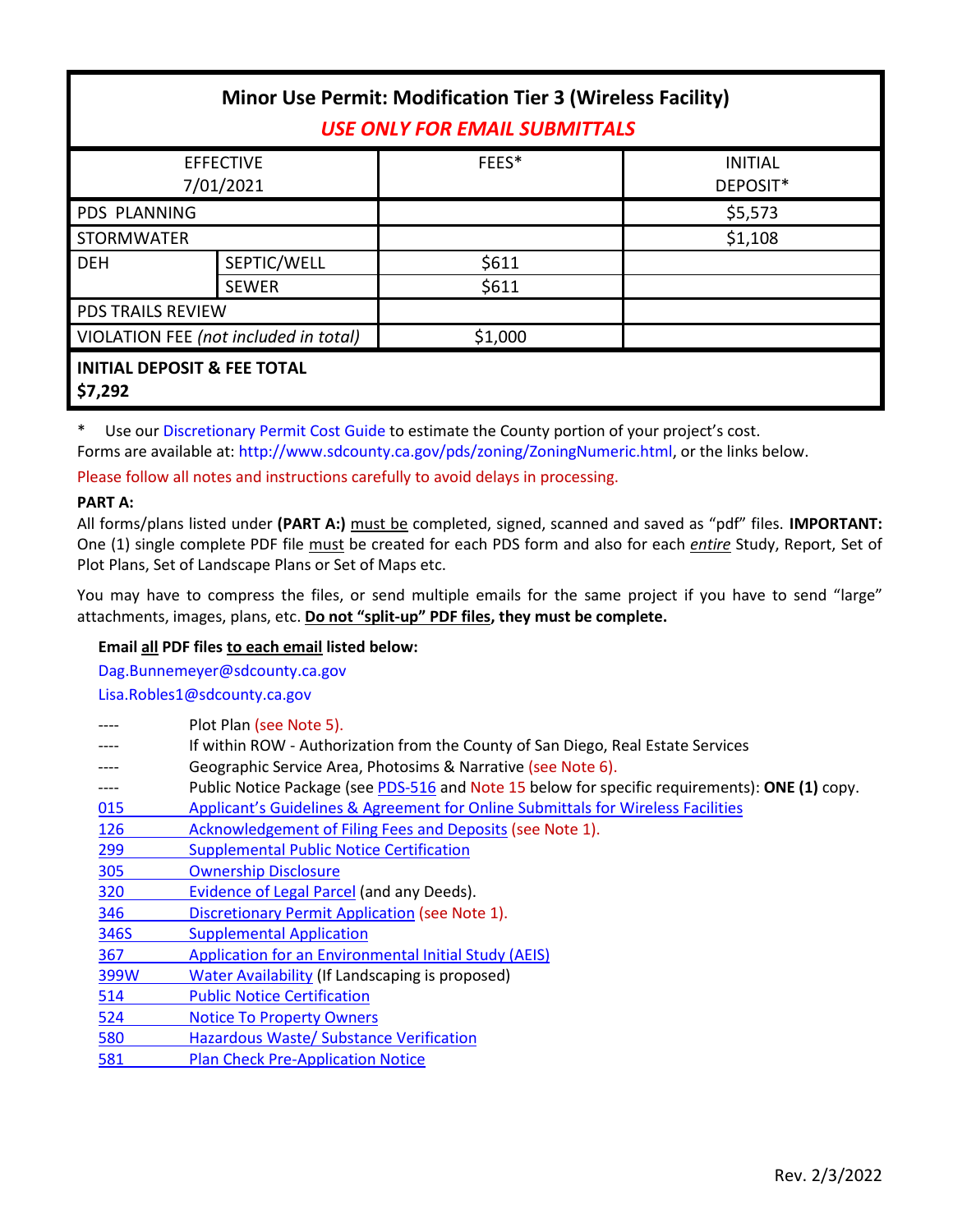# Minor Use Permit: Modification Tier 3 (Wireless Facility)

***USE ONLY FOR EMAIL SUBMITTALS***

| EFFECTIVE 7/01/2021 | | FEES* | INITIAL DEPOSIT* |
|---|---|---|---|
| PDS PLANNING | | | $5,573 |
| STORMWATER | | | $1,108 |
| DEH | SEPTIC/WELL | $611 | |
| | SEWER | $611 | |
| PDS TRAILS REVIEW | | | |
| VIOLATION FEE *(not included in total)* | | $1,000 | |
| **INITIAL DEPOSIT & FEE TOTAL $7,292** | | | |

\* Use our Discretionary Permit Cost Guide to estimate the County portion of your project's cost.
Forms are available at: http://www.sdcounty.ca.gov/pds/zoning/ZoningNumeric.html, or the links below.

Please follow all notes and instructions carefully to avoid delays in processing.

**PART A:**

All forms/plans listed under **(PART A:)** must be completed, signed, scanned and saved as "pdf" files. **IMPORTANT:** One (1) single complete PDF file must be created for each PDS form and also for each *entire* Study, Report, Set of Plot Plans, Set of Landscape Plans or Set of Maps etc.

You may have to compress the files, or send multiple emails for the same project if you have to send "large" attachments, images, plans, etc. **Do not "split-up" PDF files, they must be complete.**

**Email all PDF files to each email listed below:**

Dag.Bunnemeyer@sdcounty.ca.gov
Lisa.Robles1@sdcounty.ca.gov

- ---- Plot Plan (see Note 5).
- ---- If within ROW - Authorization from the County of San Diego, Real Estate Services
- ---- Geographic Service Area, Photosims & Narrative (see Note 6).
- ---- Public Notice Package (see PDS-516 and Note 15 below for specific requirements): **ONE (1)** copy.
- 015 Applicant's Guidelines & Agreement for Online Submittals for Wireless Facilities
- 126 Acknowledgement of Filing Fees and Deposits (see Note 1).
- 299 Supplemental Public Notice Certification
- 305 Ownership Disclosure
- 320 Evidence of Legal Parcel (and any Deeds).
- 346 Discretionary Permit Application (see Note 1).
- 346S Supplemental Application
- 367 Application for an Environmental Initial Study (AEIS)
- 399W Water Availability (If Landscaping is proposed)
- 514 Public Notice Certification
- 524 Notice To Property Owners
- 580 Hazardous Waste/ Substance Verification
- 581 Plan Check Pre-Application Notice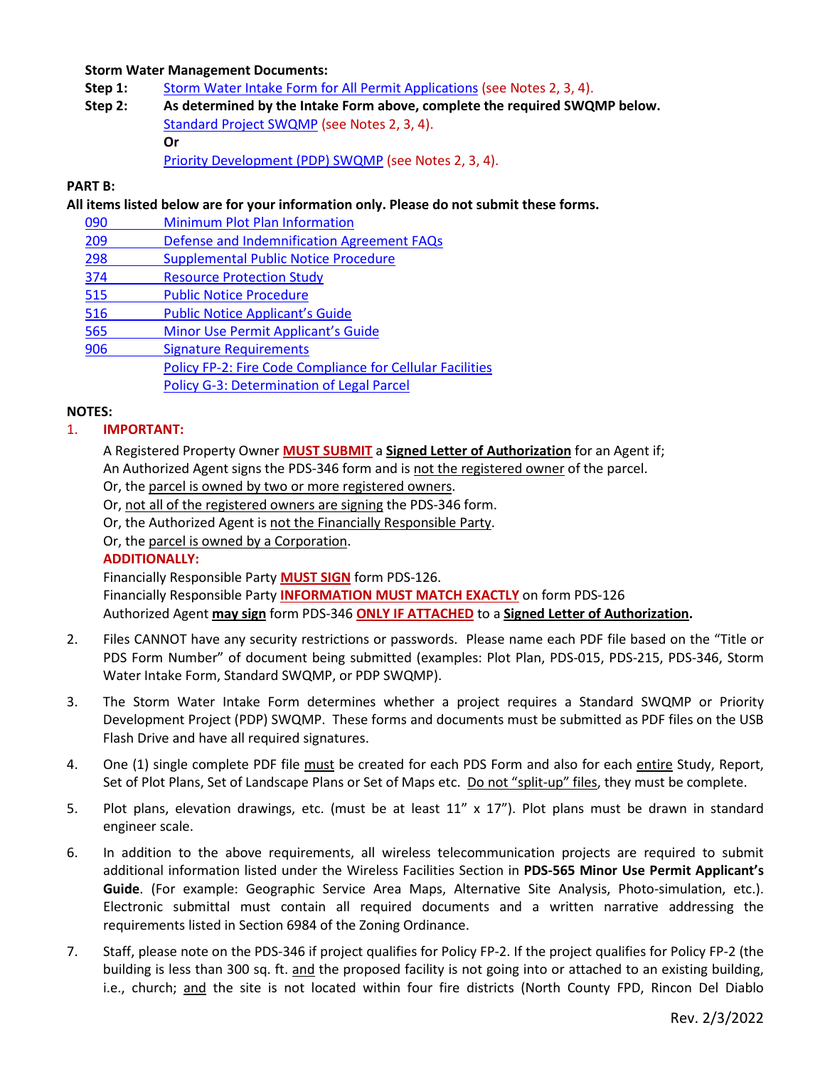**Storm Water Management Documents:**

**Step 1:** Storm Water Intake Form for All Permit Applications (see Notes 2, 3, 4).

**Step 2:** **As determined by the Intake Form above, complete the required SWQMP below.**

Standard Project SWQMP (see Notes 2, 3, 4).

**Or**

Priority Development (PDP) SWQMP (see Notes 2, 3, 4).

**PART B:**

**All items listed below are for your information only. Please do not submit these forms.**

- 090 Minimum Plot Plan Information
- 209 Defense and Indemnification Agreement FAQs
- 298 Supplemental Public Notice Procedure
- 374 Resource Protection Study
- 515 Public Notice Procedure
- 516 Public Notice Applicant's Guide
- 565 Minor Use Permit Applicant's Guide
- 906 Signature Requirements
- Policy FP-2: Fire Code Compliance for Cellular Facilities
- Policy G-3: Determination of Legal Parcel

**NOTES:**

1. **IMPORTANT:**

   A Registered Property Owner **MUST SUBMIT** a **Signed Letter of Authorization** for an Agent if;
   An Authorized Agent signs the PDS-346 form and is not the registered owner of the parcel.
   Or, the parcel is owned by two or more registered owners.
   Or, not all of the registered owners are signing the PDS-346 form.
   Or, the Authorized Agent is not the Financially Responsible Party.
   Or, the parcel is owned by a Corporation.

   **ADDITIONALLY:**

   Financially Responsible Party **MUST SIGN** form PDS-126.
   Financially Responsible Party **INFORMATION MUST MATCH EXACTLY** on form PDS-126
   Authorized Agent **may sign** form PDS-346 **ONLY IF ATTACHED** to a **Signed Letter of Authorization.**

2. Files CANNOT have any security restrictions or passwords. Please name each PDF file based on the "Title or PDS Form Number" of document being submitted (examples: Plot Plan, PDS-015, PDS-215, PDS-346, Storm Water Intake Form, Standard SWQMP, or PDP SWQMP).

3. The Storm Water Intake Form determines whether a project requires a Standard SWQMP or Priority Development Project (PDP) SWQMP. These forms and documents must be submitted as PDF files on the USB Flash Drive and have all required signatures.

4. One (1) single complete PDF file must be created for each PDS Form and also for each entire Study, Report, Set of Plot Plans, Set of Landscape Plans or Set of Maps etc. Do not "split-up" files, they must be complete.

5. Plot plans, elevation drawings, etc. (must be at least 11" x 17"). Plot plans must be drawn in standard engineer scale.

6. In addition to the above requirements, all wireless telecommunication projects are required to submit additional information listed under the Wireless Facilities Section in **PDS-565 Minor Use Permit Applicant's Guide**. (For example: Geographic Service Area Maps, Alternative Site Analysis, Photo-simulation, etc.). Electronic submittal must contain all required documents and a written narrative addressing the requirements listed in Section 6984 of the Zoning Ordinance.

7. Staff, please note on the PDS-346 if project qualifies for Policy FP-2. If the project qualifies for Policy FP-2 (the building is less than 300 sq. ft. and the proposed facility is not going into or attached to an existing building, i.e., church; and the site is not located within four fire districts (North County FPD, Rincon Del Diablo

Rev. 2/3/2022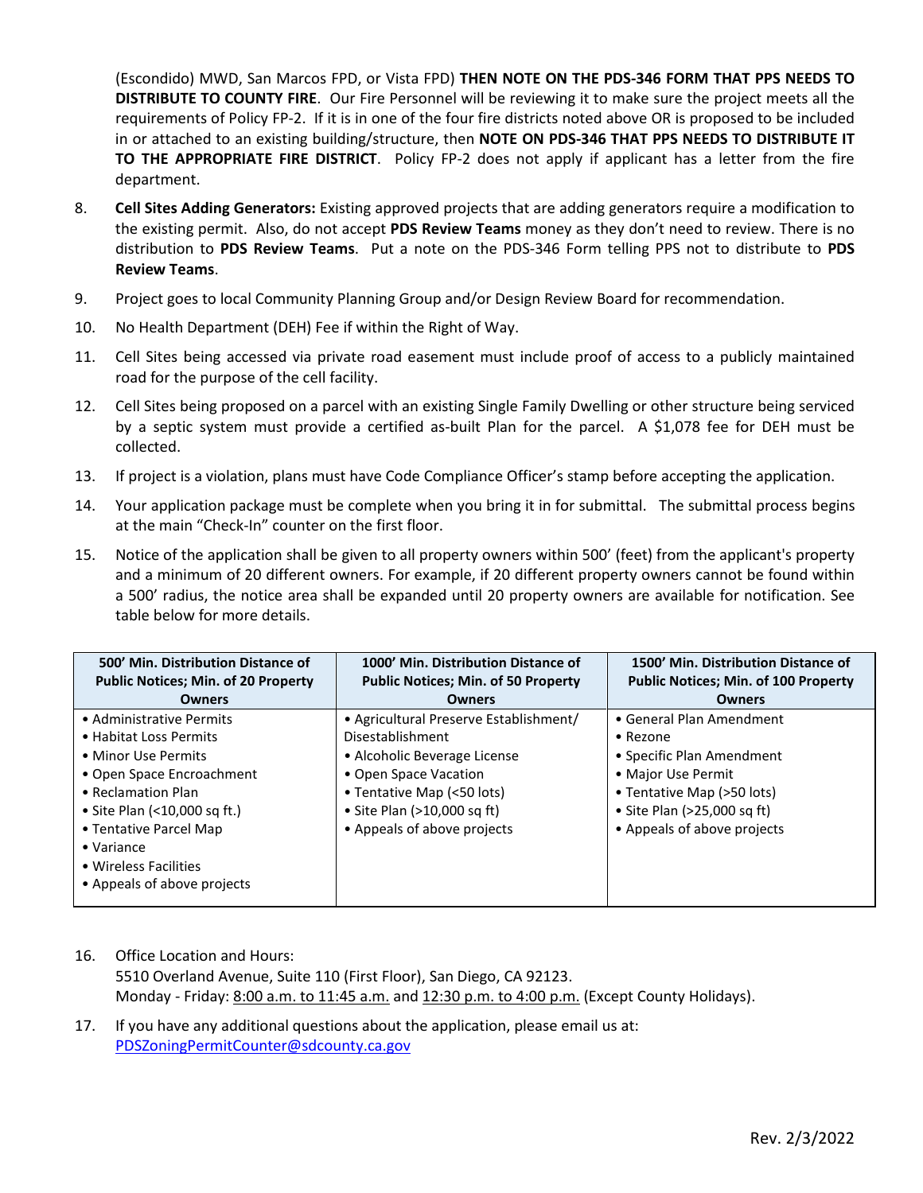(Escondido) MWD, San Marcos FPD, or Vista FPD) **THEN NOTE ON THE PDS-346 FORM THAT PPS NEEDS TO DISTRIBUTE TO COUNTY FIRE**. Our Fire Personnel will be reviewing it to make sure the project meets all the requirements of Policy FP-2. If it is in one of the four fire districts noted above OR is proposed to be included in or attached to an existing building/structure, then **NOTE ON PDS-346 THAT PPS NEEDS TO DISTRIBUTE IT TO THE APPROPRIATE FIRE DISTRICT**. Policy FP-2 does not apply if applicant has a letter from the fire department.

8. **Cell Sites Adding Generators:** Existing approved projects that are adding generators require a modification to the existing permit. Also, do not accept **PDS Review Teams** money as they don't need to review. There is no distribution to **PDS Review Teams**. Put a note on the PDS-346 Form telling PPS not to distribute to **PDS Review Teams**.

9. Project goes to local Community Planning Group and/or Design Review Board for recommendation.

10. No Health Department (DEH) Fee if within the Right of Way.

11. Cell Sites being accessed via private road easement must include proof of access to a publicly maintained road for the purpose of the cell facility.

12. Cell Sites being proposed on a parcel with an existing Single Family Dwelling or other structure being serviced by a septic system must provide a certified as-built Plan for the parcel. A $1,078 fee for DEH must be collected.

13. If project is a violation, plans must have Code Compliance Officer's stamp before accepting the application.

14. Your application package must be complete when you bring it in for submittal. The submittal process begins at the main "Check-In" counter on the first floor.

15. Notice of the application shall be given to all property owners within 500' (feet) from the applicant's property and a minimum of 20 different owners. For example, if 20 different property owners cannot be found within a 500' radius, the notice area shall be expanded until 20 property owners are available for notification. See table below for more details.

| 500' Min. Distribution Distance of Public Notices; Min. of 20 Property Owners | 1000' Min. Distribution Distance of Public Notices; Min. of 50 Property Owners | 1500' Min. Distribution Distance of Public Notices; Min. of 100 Property Owners |
|---|---|---|
| • Administrative Permits<br>• Habitat Loss Permits<br>• Minor Use Permits<br>• Open Space Encroachment<br>• Reclamation Plan<br>• Site Plan (<10,000 sq ft.)<br>• Tentative Parcel Map<br>• Variance<br>• Wireless Facilities<br>• Appeals of above projects | • Agricultural Preserve Establishment/ Disestablishment<br>• Alcoholic Beverage License<br>• Open Space Vacation<br>• Tentative Map (<50 lots)<br>• Site Plan (>10,000 sq ft)<br>• Appeals of above projects | • General Plan Amendment<br>• Rezone<br>• Specific Plan Amendment<br>• Major Use Permit<br>• Tentative Map (>50 lots)<br>• Site Plan (>25,000 sq ft)<br>• Appeals of above projects |

16. Office Location and Hours:
    5510 Overland Avenue, Suite 110 (First Floor), San Diego, CA 92123.
    Monday - Friday: 8:00 a.m. to 11:45 a.m. and 12:30 p.m. to 4:00 p.m. (Except County Holidays).

17. If you have any additional questions about the application, please email us at: PDSZoningPermitCounter@sdcounty.ca.gov

Rev. 2/3/2022